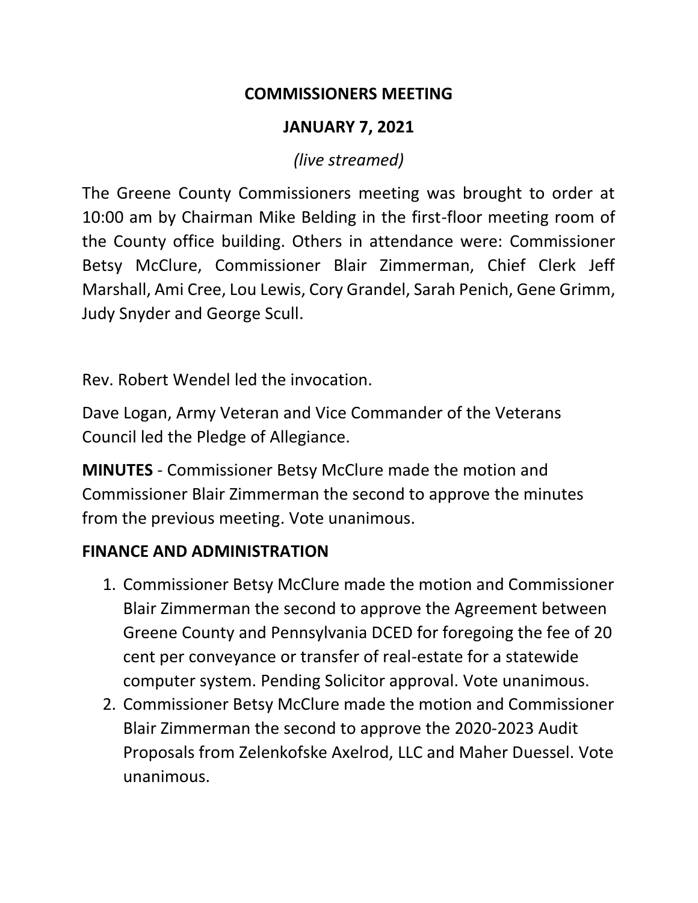# COMMISSIONERS MEETING

## JANUARY 7, 2021

*(live streamed)*

The Greene County Commissioners meeting was brought to order at 10:00 am by Chairman Mike Belding in the first-floor meeting room of the County office building. Others in attendance were: Commissioner Betsy McClure, Commissioner Blair Zimmerman, Chief Clerk Jeff Marshall, Ami Cree, Lou Lewis, Cory Grandel, Sarah Penich, Gene Grimm, Judy Snyder and George Scull.

Rev. Robert Wendel led the invocation.

Dave Logan, Army Veteran and Vice Commander of the Veterans Council led the Pledge of Allegiance.

**MINUTES** - Commissioner Betsy McClure made the motion and Commissioner Blair Zimmerman the second to approve the minutes from the previous meeting. Vote unanimous.

**FINANCE AND ADMINISTRATION**

1. Commissioner Betsy McClure made the motion and Commissioner Blair Zimmerman the second to approve the Agreement between Greene County and Pennsylvania DCED for foregoing the fee of 20 cent per conveyance or transfer of real-estate for a statewide computer system. Pending Solicitor approval. Vote unanimous.
2. Commissioner Betsy McClure made the motion and Commissioner Blair Zimmerman the second to approve the 2020-2023 Audit Proposals from Zelenkofske Axelrod, LLC and Maher Duessel. Vote unanimous.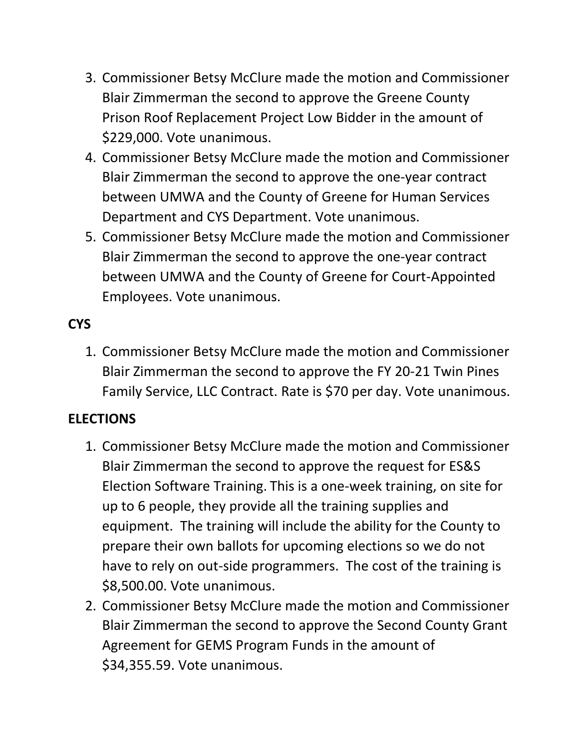3. Commissioner Betsy McClure made the motion and Commissioner Blair Zimmerman the second to approve the Greene County Prison Roof Replacement Project Low Bidder in the amount of $229,000. Vote unanimous.
4. Commissioner Betsy McClure made the motion and Commissioner Blair Zimmerman the second to approve the one-year contract between UMWA and the County of Greene for Human Services Department and CYS Department. Vote unanimous.
5. Commissioner Betsy McClure made the motion and Commissioner Blair Zimmerman the second to approve the one-year contract between UMWA and the County of Greene for Court-Appointed Employees. Vote unanimous.

**CYS**

1. Commissioner Betsy McClure made the motion and Commissioner Blair Zimmerman the second to approve the FY 20-21 Twin Pines Family Service, LLC Contract. Rate is $70 per day. Vote unanimous.

**ELECTIONS**

1. Commissioner Betsy McClure made the motion and Commissioner Blair Zimmerman the second to approve the request for ES&S Election Software Training. This is a one-week training, on site for up to 6 people, they provide all the training supplies and equipment. The training will include the ability for the County to prepare their own ballots for upcoming elections so we do not have to rely on out-side programmers. The cost of the training is $8,500.00. Vote unanimous.
2. Commissioner Betsy McClure made the motion and Commissioner Blair Zimmerman the second to approve the Second County Grant Agreement for GEMS Program Funds in the amount of $34,355.59. Vote unanimous.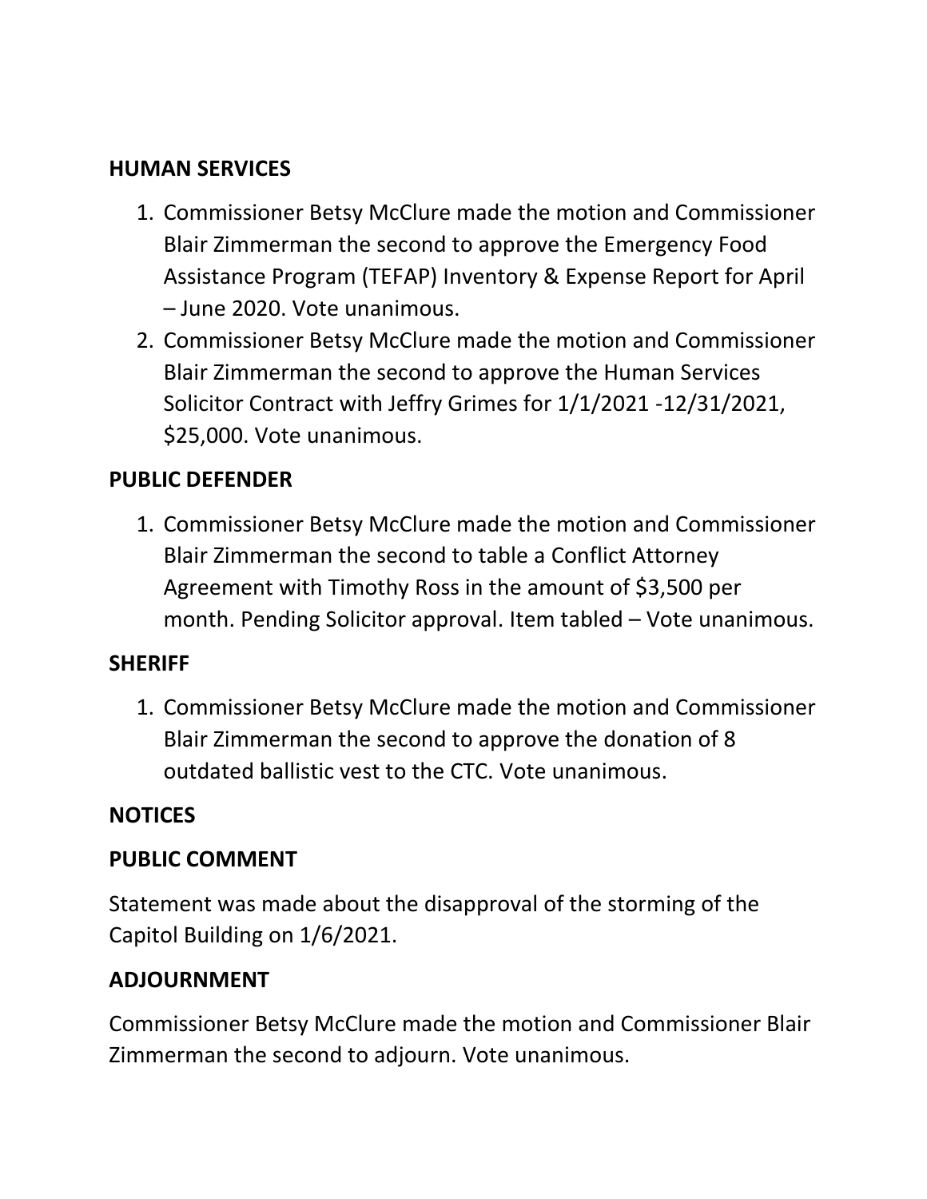**HUMAN SERVICES**

1. Commissioner Betsy McClure made the motion and Commissioner Blair Zimmerman the second to approve the Emergency Food Assistance Program (TEFAP) Inventory & Expense Report for April – June 2020. Vote unanimous.
2. Commissioner Betsy McClure made the motion and Commissioner Blair Zimmerman the second to approve the Human Services Solicitor Contract with Jeffry Grimes for 1/1/2021 -12/31/2021, $25,000. Vote unanimous.

**PUBLIC DEFENDER**

1. Commissioner Betsy McClure made the motion and Commissioner Blair Zimmerman the second to table a Conflict Attorney Agreement with Timothy Ross in the amount of $3,500 per month. Pending Solicitor approval. Item tabled – Vote unanimous.

**SHERIFF**

1. Commissioner Betsy McClure made the motion and Commissioner Blair Zimmerman the second to approve the donation of 8 outdated ballistic vest to the CTC. Vote unanimous.

**NOTICES**

**PUBLIC COMMENT**

Statement was made about the disapproval of the storming of the Capitol Building on 1/6/2021.

**ADJOURNMENT**

Commissioner Betsy McClure made the motion and Commissioner Blair Zimmerman the second to adjourn. Vote unanimous.